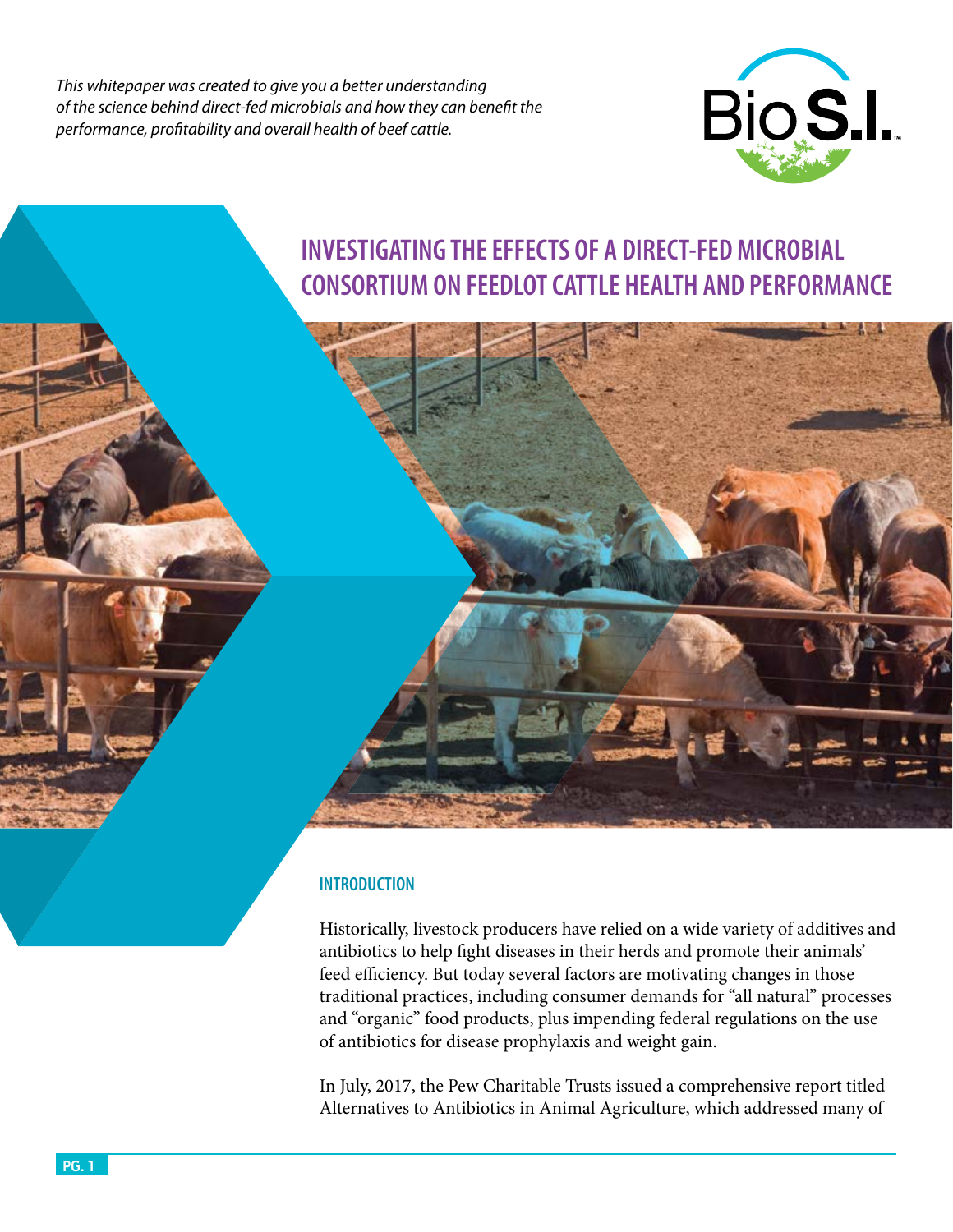*This whitepaper was created to give you a better understanding of the science behind direct-fed microbials and how they can benefit the performance, profitability and overall health of beef cattle.*

# INVESTIGATING THE EFFECTS OF A DIRECT-FED MICROBIAL CONSORTIUM ON FEEDLOT CATTLE HEALTH AND PERFORMANCE

## INTRODUCTION

Historically, livestock producers have relied on a wide variety of additives and antibiotics to help fight diseases in their herds and promote their animals' feed efficiency. But today several factors are motivating changes in those traditional practices, including consumer demands for "all natural" processes and "organic" food products, plus impending federal regulations on the use of antibiotics for disease prophylaxis and weight gain.

In July, 2017, the Pew Charitable Trusts issued a comprehensive report titled Alternatives to Antibiotics in Animal Agriculture, which addressed many of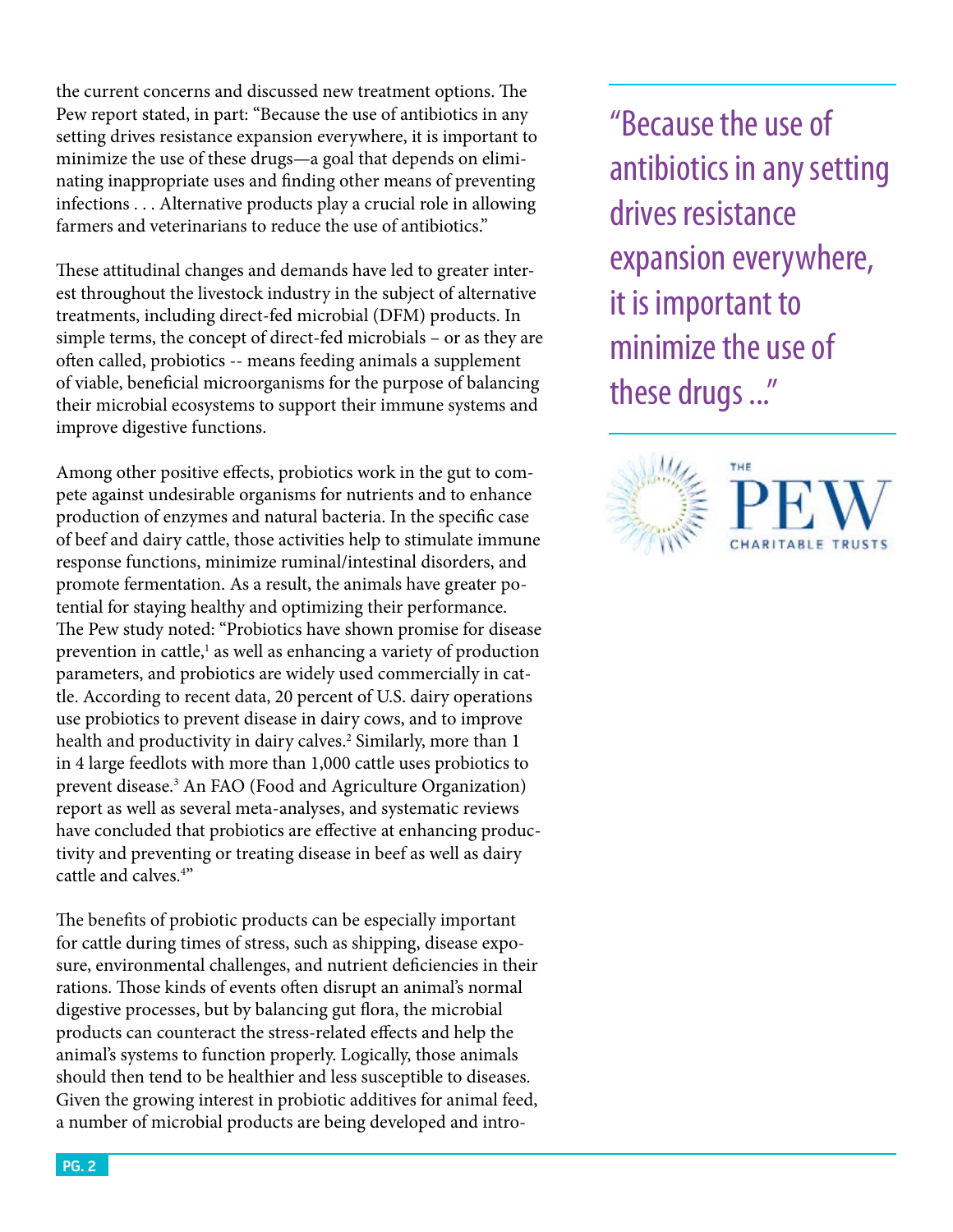the current concerns and discussed new treatment options. The Pew report stated, in part: "Because the use of antibiotics in any setting drives resistance expansion everywhere, it is important to minimize the use of these drugs—a goal that depends on eliminating inappropriate uses and finding other means of preventing infections . . . Alternative products play a crucial role in allowing farmers and veterinarians to reduce the use of antibiotics."

> "Because the use of antibiotics in any setting drives resistance expansion everywhere, it is important to minimize the use of these drugs ..."

These attitudinal changes and demands have led to greater interest throughout the livestock industry in the subject of alternative treatments, including direct-fed microbial (DFM) products. In simple terms, the concept of direct-fed microbials – or as they are often called, probiotics -- means feeding animals a supplement of viable, beneficial microorganisms for the purpose of balancing their microbial ecosystems to support their immune systems and improve digestive functions.

Among other positive effects, probiotics work in the gut to compete against undesirable organisms for nutrients and to enhance production of enzymes and natural bacteria. In the specific case of beef and dairy cattle, those activities help to stimulate immune response functions, minimize ruminal/intestinal disorders, and promote fermentation. As a result, the animals have greater potential for staying healthy and optimizing their performance. The Pew study noted: "Probiotics have shown promise for disease prevention in cattle,[1] as well as enhancing a variety of production parameters, and probiotics are widely used commercially in cattle. According to recent data, 20 percent of U.S. dairy operations use probiotics to prevent disease in dairy cows, and to improve health and productivity in dairy calves.[2] Similarly, more than 1 in 4 large feedlots with more than 1,000 cattle uses probiotics to prevent disease.[3] An FAO (Food and Agriculture Organization) report as well as several meta-analyses, and systematic reviews have concluded that probiotics are effective at enhancing productivity and preventing or treating disease in beef as well as dairy cattle and calves.[4]"

The benefits of probiotic products can be especially important for cattle during times of stress, such as shipping, disease exposure, environmental challenges, and nutrient deficiencies in their rations. Those kinds of events often disrupt an animal's normal digestive processes, but by balancing gut flora, the microbial products can counteract the stress-related effects and help the animal's systems to function properly. Logically, those animals should then tend to be healthier and less susceptible to diseases. Given the growing interest in probiotic additives for animal feed, a number of microbial products are being developed and intro-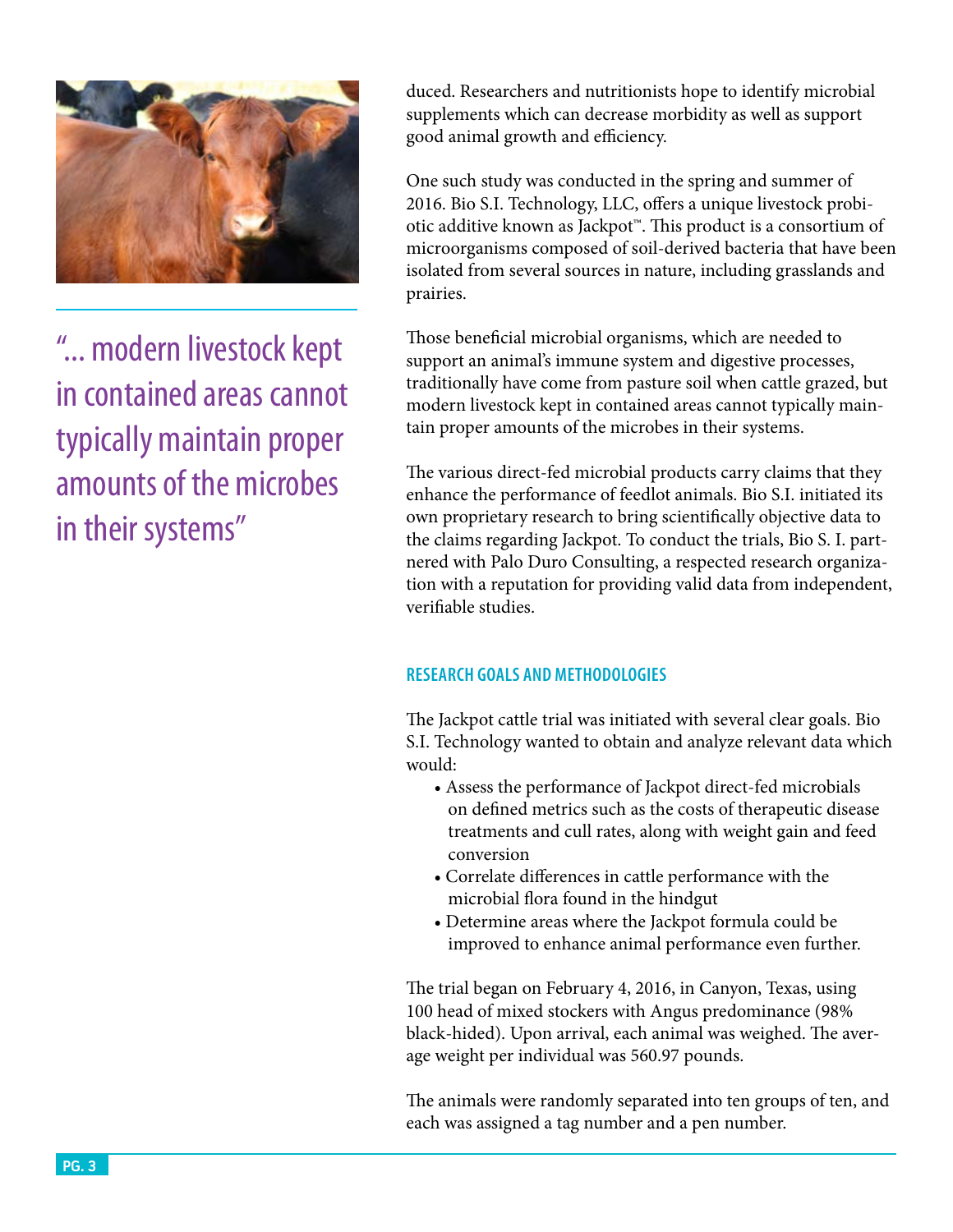duced. Researchers and nutritionists hope to identify microbial supplements which can decrease morbidity as well as support good animal growth and efficiency.

One such study was conducted in the spring and summer of 2016. Bio S.I. Technology, LLC, offers a unique livestock probiotic additive known as Jackpot™. This product is a consortium of microorganisms composed of soil-derived bacteria that have been isolated from several sources in nature, including grasslands and prairies.

Those beneficial microbial organisms, which are needed to support an animal's immune system and digestive processes, traditionally have come from pasture soil when cattle grazed, but modern livestock kept in contained areas cannot typically maintain proper amounts of the microbes in their systems.

"... modern livestock kept in contained areas cannot typically maintain proper amounts of the microbes in their systems"

The various direct-fed microbial products carry claims that they enhance the performance of feedlot animals. Bio S.I. initiated its own proprietary research to bring scientifically objective data to the claims regarding Jackpot. To conduct the trials, Bio S. I. partnered with Palo Duro Consulting, a respected research organization with a reputation for providing valid data from independent, verifiable studies.

### RESEARCH GOALS AND METHODOLOGIES

The Jackpot cattle trial was initiated with several clear goals. Bio S.I. Technology wanted to obtain and analyze relevant data which would:

- Assess the performance of Jackpot direct-fed microbials on defined metrics such as the costs of therapeutic disease treatments and cull rates, along with weight gain and feed conversion
- Correlate differences in cattle performance with the microbial flora found in the hindgut
- Determine areas where the Jackpot formula could be improved to enhance animal performance even further.

The trial began on February 4, 2016, in Canyon, Texas, using 100 head of mixed stockers with Angus predominance (98% black-hided). Upon arrival, each animal was weighed. The average weight per individual was 560.97 pounds.

The animals were randomly separated into ten groups of ten, and each was assigned a tag number and a pen number.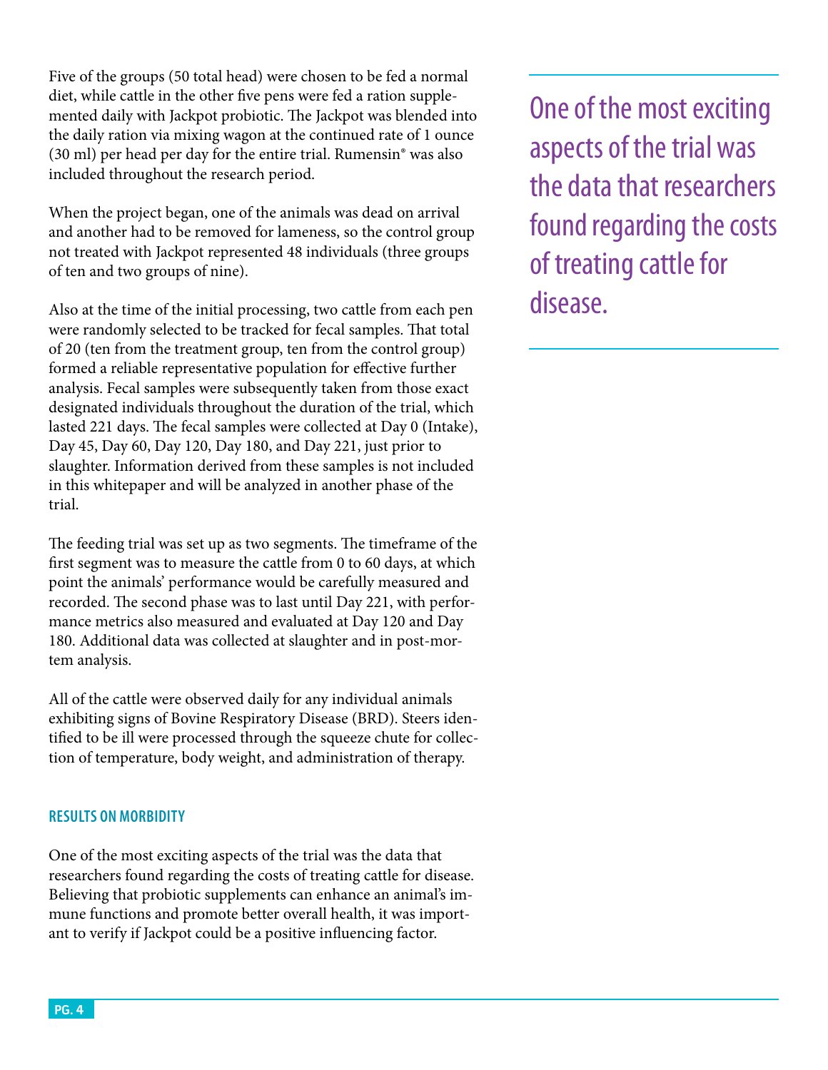Five of the groups (50 total head) were chosen to be fed a normal diet, while cattle in the other five pens were fed a ration supplemented daily with Jackpot probiotic. The Jackpot was blended into the daily ration via mixing wagon at the continued rate of 1 ounce (30 ml) per head per day for the entire trial. Rumensin® was also included throughout the research period.

When the project began, one of the animals was dead on arrival and another had to be removed for lameness, so the control group not treated with Jackpot represented 48 individuals (three groups of ten and two groups of nine).

Also at the time of the initial processing, two cattle from each pen were randomly selected to be tracked for fecal samples. That total of 20 (ten from the treatment group, ten from the control group) formed a reliable representative population for effective further analysis. Fecal samples were subsequently taken from those exact designated individuals throughout the duration of the trial, which lasted 221 days. The fecal samples were collected at Day 0 (Intake), Day 45, Day 60, Day 120, Day 180, and Day 221, just prior to slaughter. Information derived from these samples is not included in this whitepaper and will be analyzed in another phase of the trial.

The feeding trial was set up as two segments. The timeframe of the first segment was to measure the cattle from 0 to 60 days, at which point the animals' performance would be carefully measured and recorded. The second phase was to last until Day 221, with performance metrics also measured and evaluated at Day 120 and Day 180. Additional data was collected at slaughter and in post-mortem analysis.

All of the cattle were observed daily for any individual animals exhibiting signs of Bovine Respiratory Disease (BRD). Steers identified to be ill were processed through the squeeze chute for collection of temperature, body weight, and administration of therapy.

### RESULTS ON MORBIDITY

One of the most exciting aspects of the trial was the data that researchers found regarding the costs of treating cattle for disease. Believing that probiotic supplements can enhance an animal's immune functions and promote better overall health, it was important to verify if Jackpot could be a positive influencing factor.

> One of the most exciting aspects of the trial was the data that researchers found regarding the costs of treating cattle for disease.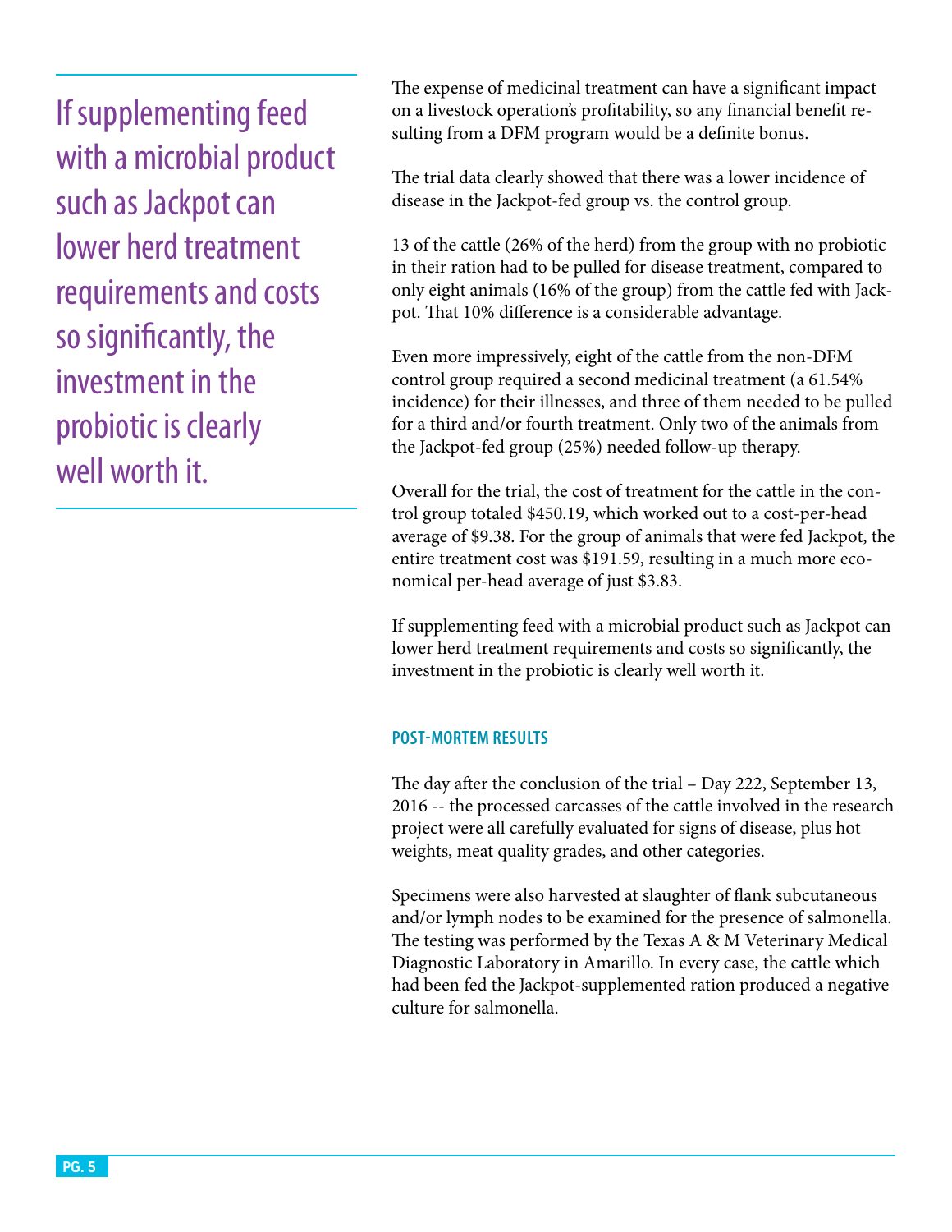> If supplementing feed with a microbial product such as Jackpot can lower herd treatment requirements and costs so significantly, the investment in the probiotic is clearly well worth it.

The expense of medicinal treatment can have a significant impact on a livestock operation's profitability, so any financial benefit resulting from a DFM program would be a definite bonus.

The trial data clearly showed that there was a lower incidence of disease in the Jackpot-fed group vs. the control group.

13 of the cattle (26% of the herd) from the group with no probiotic in their ration had to be pulled for disease treatment, compared to only eight animals (16% of the group) from the cattle fed with Jackpot. That 10% difference is a considerable advantage.

Even more impressively, eight of the cattle from the non-DFM control group required a second medicinal treatment (a 61.54% incidence) for their illnesses, and three of them needed to be pulled for a third and/or fourth treatment. Only two of the animals from the Jackpot-fed group (25%) needed follow-up therapy.

Overall for the trial, the cost of treatment for the cattle in the control group totaled $450.19, which worked out to a cost-per-head average of $9.38. For the group of animals that were fed Jackpot, the entire treatment cost was $191.59, resulting in a much more economical per-head average of just $3.83.

If supplementing feed with a microbial product such as Jackpot can lower herd treatment requirements and costs so significantly, the investment in the probiotic is clearly well worth it.

### POST-MORTEM RESULTS

The day after the conclusion of the trial – Day 222, September 13, 2016 -- the processed carcasses of the cattle involved in the research project were all carefully evaluated for signs of disease, plus hot weights, meat quality grades, and other categories.

Specimens were also harvested at slaughter of flank subcutaneous and/or lymph nodes to be examined for the presence of salmonella. The testing was performed by the Texas A & M Veterinary Medical Diagnostic Laboratory in Amarillo. In every case, the cattle which had been fed the Jackpot-supplemented ration produced a negative culture for salmonella.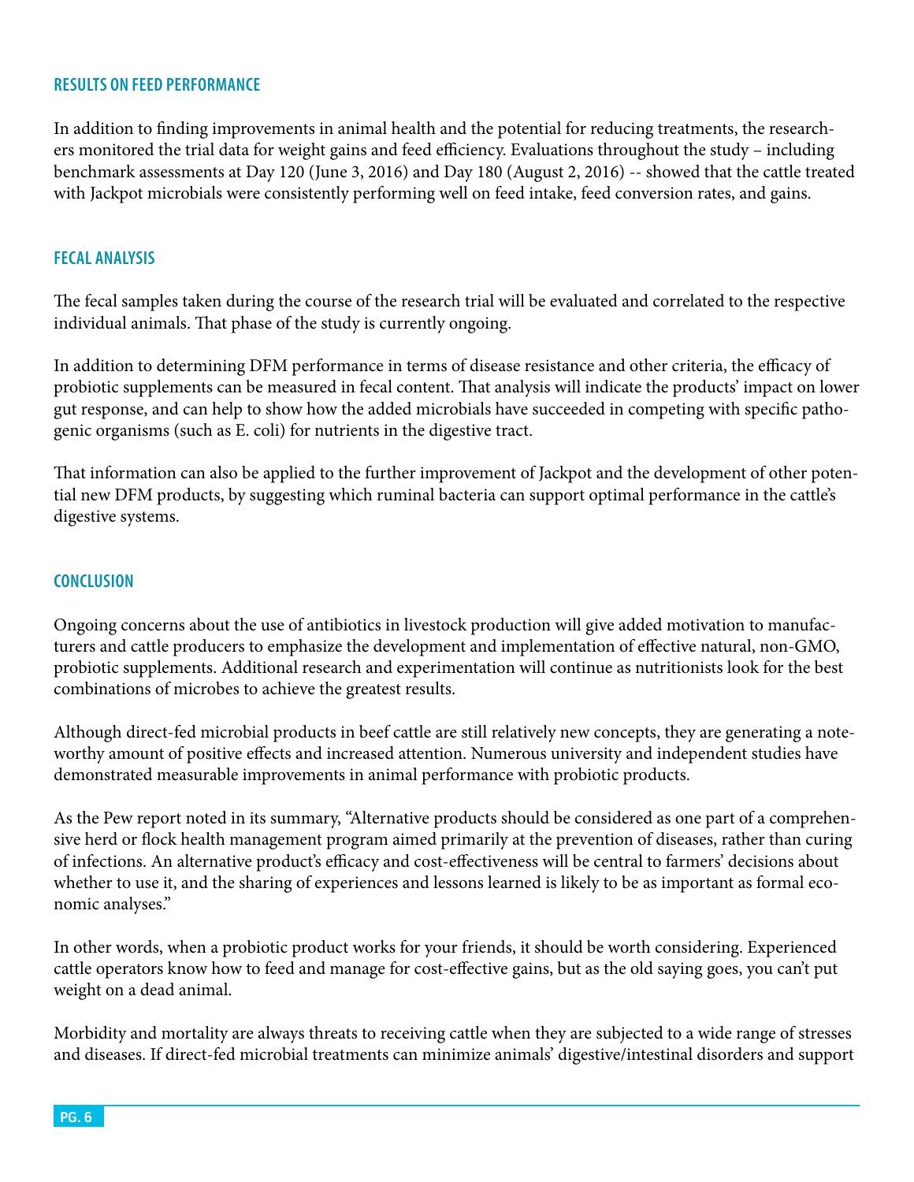## RESULTS ON FEED PERFORMANCE

In addition to finding improvements in animal health and the potential for reducing treatments, the researchers monitored the trial data for weight gains and feed efficiency. Evaluations throughout the study – including benchmark assessments at Day 120 (June 3, 2016) and Day 180 (August 2, 2016) -- showed that the cattle treated with Jackpot microbials were consistently performing well on feed intake, feed conversion rates, and gains.

## FECAL ANALYSIS

The fecal samples taken during the course of the research trial will be evaluated and correlated to the respective individual animals. That phase of the study is currently ongoing.

In addition to determining DFM performance in terms of disease resistance and other criteria, the efficacy of probiotic supplements can be measured in fecal content. That analysis will indicate the products' impact on lower gut response, and can help to show how the added microbials have succeeded in competing with specific pathogenic organisms (such as E. coli) for nutrients in the digestive tract.

That information can also be applied to the further improvement of Jackpot and the development of other potential new DFM products, by suggesting which ruminal bacteria can support optimal performance in the cattle's digestive systems.

## CONCLUSION

Ongoing concerns about the use of antibiotics in livestock production will give added motivation to manufacturers and cattle producers to emphasize the development and implementation of effective natural, non-GMO, probiotic supplements. Additional research and experimentation will continue as nutritionists look for the best combinations of microbes to achieve the greatest results.

Although direct-fed microbial products in beef cattle are still relatively new concepts, they are generating a noteworthy amount of positive effects and increased attention. Numerous university and independent studies have demonstrated measurable improvements in animal performance with probiotic products.

As the Pew report noted in its summary, "Alternative products should be considered as one part of a comprehensive herd or flock health management program aimed primarily at the prevention of diseases, rather than curing of infections. An alternative product's efficacy and cost-effectiveness will be central to farmers' decisions about whether to use it, and the sharing of experiences and lessons learned is likely to be as important as formal economic analyses."

In other words, when a probiotic product works for your friends, it should be worth considering. Experienced cattle operators know how to feed and manage for cost-effective gains, but as the old saying goes, you can't put weight on a dead animal.

Morbidity and mortality are always threats to receiving cattle when they are subjected to a wide range of stresses and diseases. If direct-fed microbial treatments can minimize animals' digestive/intestinal disorders and support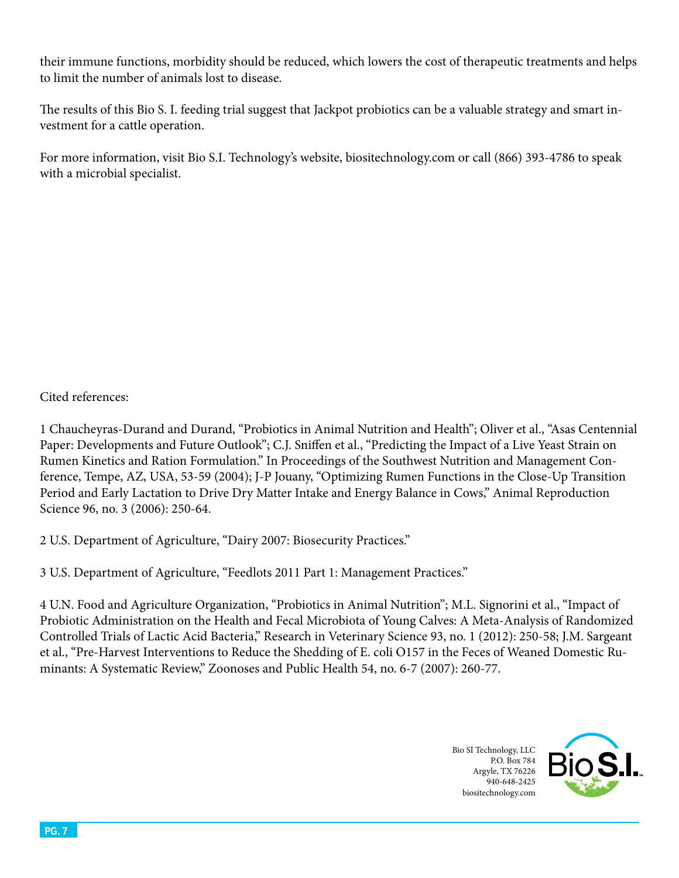their immune functions, morbidity should be reduced, which lowers the cost of therapeutic treatments and helps to limit the number of animals lost to disease.

The results of this Bio S. I. feeding trial suggest that Jackpot probiotics can be a valuable strategy and smart investment for a cattle operation.

For more information, visit Bio S.I. Technology's website, biositechnology.com or call (866) 393-4786 to speak with a microbial specialist.

Cited references:

1 Chaucheyras-Durand and Durand, "Probiotics in Animal Nutrition and Health"; Oliver et al., "Asas Centennial Paper: Developments and Future Outlook"; C.J. Sniffen et al., "Predicting the Impact of a Live Yeast Strain on Rumen Kinetics and Ration Formulation." In Proceedings of the Southwest Nutrition and Management Conference, Tempe, AZ, USA, 53-59 (2004); J-P Jouany, "Optimizing Rumen Functions in the Close-Up Transition Period and Early Lactation to Drive Dry Matter Intake and Energy Balance in Cows," Animal Reproduction Science 96, no. 3 (2006): 250-64.

2 U.S. Department of Agriculture, "Dairy 2007: Biosecurity Practices."

3 U.S. Department of Agriculture, "Feedlots 2011 Part 1: Management Practices."

4 U.N. Food and Agriculture Organization, "Probiotics in Animal Nutrition"; M.L. Signorini et al., "Impact of Probiotic Administration on the Health and Fecal Microbiota of Young Calves: A Meta-Analysis of Randomized Controlled Trials of Lactic Acid Bacteria," Research in Veterinary Science 93, no. 1 (2012): 250-58; J.M. Sargeant et al., "Pre-Harvest Interventions to Reduce the Shedding of E. coli O157 in the Feces of Weaned Domestic Ruminants: A Systematic Review," Zoonoses and Public Health 54, no. 6-7 (2007): 260-77.

Bio SI Technology, LLC
P.O. Box 784
Argyle, TX 76226
940-648-2425
biositechnology.com